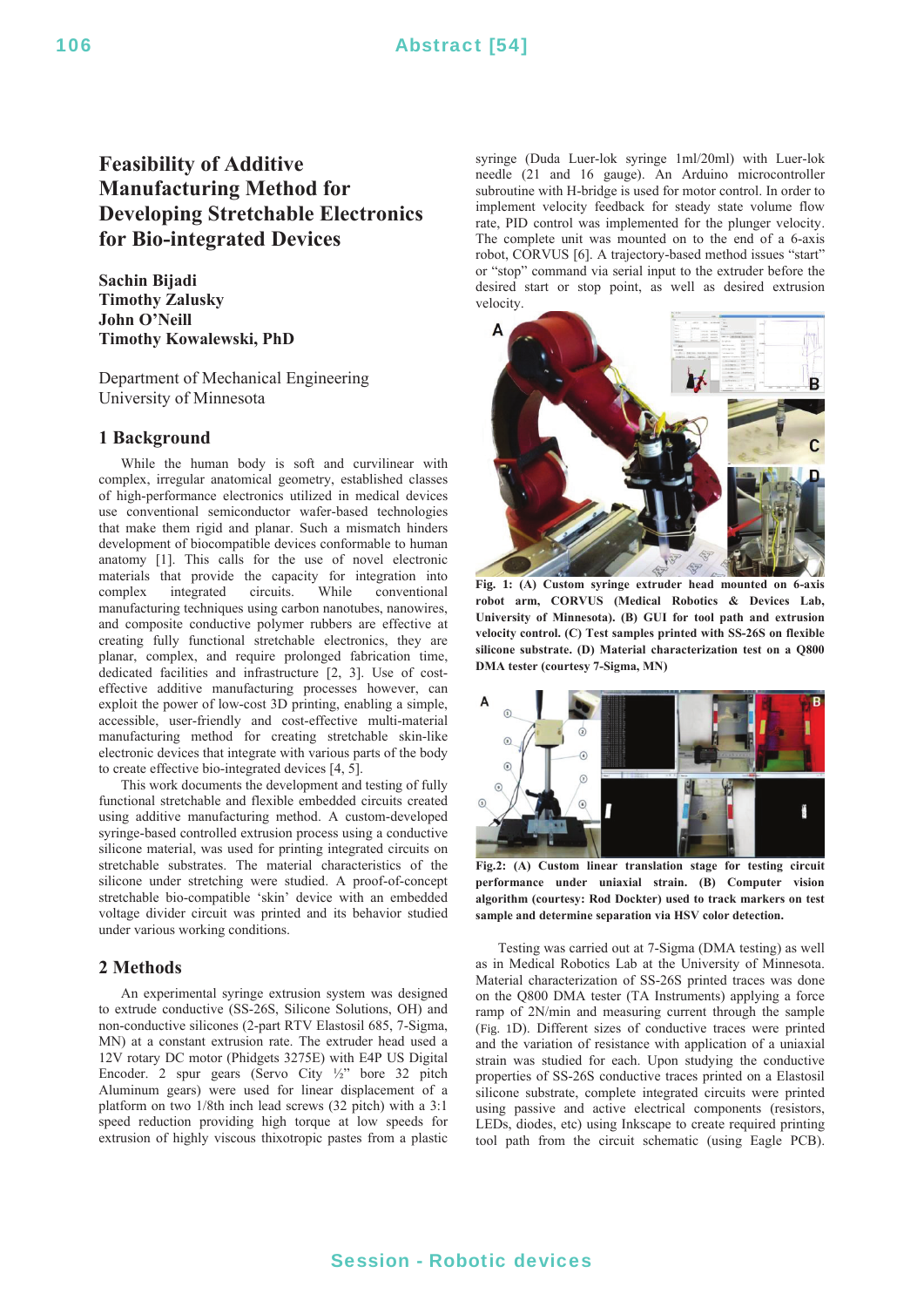# Feasibility of Additive Manufacturing Method for Developing Stretchable Electronics for Bio-integrated Devices

**Sachin Bijadi**
**Timothy Zalusky**
**John O'Neill**
**Timothy Kowalewski, PhD**

Department of Mechanical Engineering
University of Minnesota

## 1 Background

While the human body is soft and curvilinear with complex, irregular anatomical geometry, established classes of high-performance electronics utilized in medical devices use conventional semiconductor wafer-based technologies that make them rigid and planar. Such a mismatch hinders development of biocompatible devices conformable to human anatomy [1]. This calls for the use of novel electronic materials that provide the capacity for integration into complex integrated circuits. While conventional manufacturing techniques using carbon nanotubes, nanowires, and composite conductive polymer rubbers are effective at creating fully functional stretchable electronics, they are planar, complex, and require prolonged fabrication time, dedicated facilities and infrastructure [2, 3]. Use of cost-effective additive manufacturing processes however, can exploit the power of low-cost 3D printing, enabling a simple, accessible, user-friendly and cost-effective multi-material manufacturing method for creating stretchable skin-like electronic devices that integrate with various parts of the body to create effective bio-integrated devices [4, 5].

This work documents the development and testing of fully functional stretchable and flexible embedded circuits created using additive manufacturing method. A custom-developed syringe-based controlled extrusion process using a conductive silicone material, was used for printing integrated circuits on stretchable substrates. The material characteristics of the silicone under stretching were studied. A proof-of-concept stretchable bio-compatible 'skin' device with an embedded voltage divider circuit was printed and its behavior studied under various working conditions.

## 2 Methods

An experimental syringe extrusion system was designed to extrude conductive (SS-26S, Silicone Solutions, OH) and non-conductive silicones (2-part RTV Elastosil 685, 7-Sigma, MN) at a constant extrusion rate. The extruder head used a 12V rotary DC motor (Phidgets 3275E) with E4P US Digital Encoder. 2 spur gears (Servo City ½" bore 32 pitch Aluminum gears) were used for linear displacement of a platform on two 1/8th inch lead screws (32 pitch) with a 3:1 speed reduction providing high torque at low speeds for extrusion of highly viscous thixotropic pastes from a plastic syringe (Duda Luer-lok syringe 1ml/20ml) with Luer-lok needle (21 and 16 gauge). An Arduino microcontroller subroutine with H-bridge is used for motor control. In order to implement velocity feedback for steady state volume flow rate, PID control was implemented for the plunger velocity. The complete unit was mounted on to the end of a 6-axis robot, CORVUS [6]. A trajectory-based method issues "start" or "stop" command via serial input to the extruder before the desired start or stop point, as well as desired extrusion velocity.

**Fig. 1: (A) Custom syringe extruder head mounted on 6-axis robot arm, CORVUS (Medical Robotics & Devices Lab, University of Minnesota). (B) GUI for tool path and extrusion velocity control. (C) Test samples printed with SS-26S on flexible silicone substrate. (D) Material characterization test on a Q800 DMA tester (courtesy 7-Sigma, MN)**

**Fig.2: (A) Custom linear translation stage for testing circuit performance under uniaxial strain. (B) Computer vision algorithm (courtesy: Rod Dockter) used to track markers on test sample and determine separation via HSV color detection.**

Testing was carried out at 7-Sigma (DMA testing) as well as in Medical Robotics Lab at the University of Minnesota. Material characterization of SS-26S printed traces was done on the Q800 DMA tester (TA Instruments) applying a force ramp of 2N/min and measuring current through the sample (Fig. 1D). Different sizes of conductive traces were printed and the variation of resistance with application of a uniaxial strain was studied for each. Upon studying the conductive properties of SS-26S conductive traces printed on a Elastosil silicone substrate, complete integrated circuits were printed using passive and active electrical components (resistors, LEDs, diodes, etc) using Inkscape to create required printing tool path from the circuit schematic (using Eagle PCB).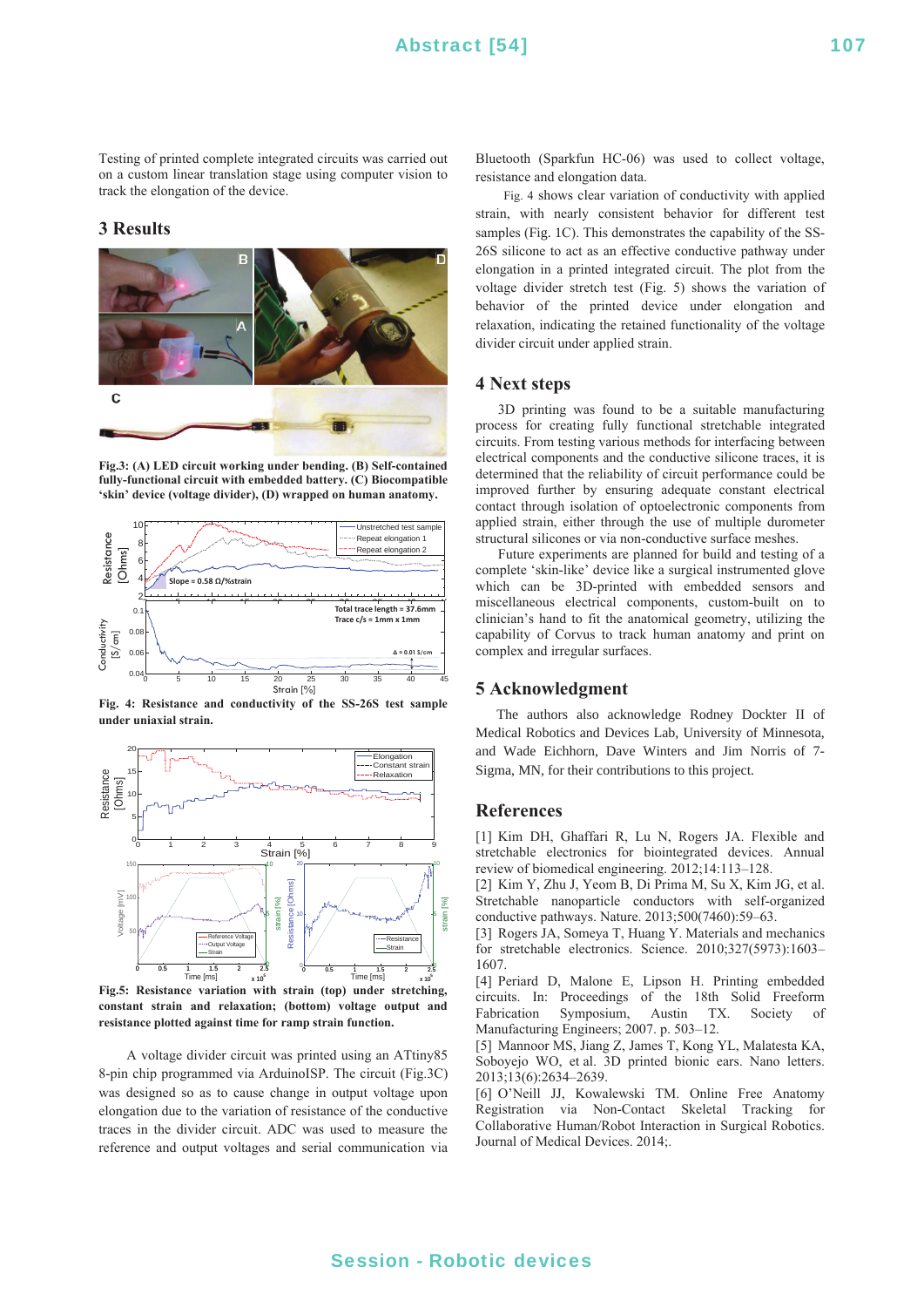Testing of printed complete integrated circuits was carried out on a custom linear translation stage using computer vision to track the elongation of the device.

## 3 Results

B

D

A

C

**Fig.3: (A) LED circuit working under bending. (B) Self-contained fully-functional circuit with embedded battery. (C) Biocompatible 'skin' device (voltage divider), (D) wrapped on human anatomy.**

Resistance [Ohms]

Unstretched test sample
Repeat elongation 1
Repeat elongation 2

Slope = 0.58 Ω/%strain

Conductivity [S/cm]

Total trace length = 37.6mm
Trace c/s = 1mm x 1mm

Δ = 0.01 S/cm

Strain [%]

**Fig. 4: Resistance and conductivity of the SS-26S test sample under uniaxial strain.**

Resistance [Ohms]

Elongation
Constant strain
Relaxation

Strain [%]

Voltage [mV]

Reference Voltage
Output Voltage
Strain

strain [%]

Time [ms]

Resistance [Ohms]

Resistance
Strain

strain [%]

Time [ms]

**Fig.5: Resistance variation with strain (top) under stretching, constant strain and relaxation; (bottom) voltage output and resistance plotted against time for ramp strain function.**

A voltage divider circuit was printed using an ATtiny85 8-pin chip programmed via ArduinoISP. The circuit (Fig.3C) was designed so as to cause change in output voltage upon elongation due to the variation of resistance of the conductive traces in the divider circuit. ADC was used to measure the reference and output voltages and serial communication via Bluetooth (Sparkfun HC-06) was used to collect voltage, resistance and elongation data.

Fig. 4 shows clear variation of conductivity with applied strain, with nearly consistent behavior for different test samples (Fig. 1C). This demonstrates the capability of the SS-26S silicone to act as an effective conductive pathway under elongation in a printed integrated circuit. The plot from the voltage divider stretch test (Fig. 5) shows the variation of behavior of the printed device under elongation and relaxation, indicating the retained functionality of the voltage divider circuit under applied strain.

## 4 Next steps

3D printing was found to be a suitable manufacturing process for creating fully functional stretchable integrated circuits. From testing various methods for interfacing between electrical components and the conductive silicone traces, it is determined that the reliability of circuit performance could be improved further by ensuring adequate constant electrical contact through isolation of optoelectronic components from applied strain, either through the use of multiple durometer structural silicones or via non-conductive surface meshes.

Future experiments are planned for build and testing of a complete 'skin-like' device like a surgical instrumented glove which can be 3D-printed with embedded sensors and miscellaneous electrical components, custom-built on to clinician's hand to fit the anatomical geometry, utilizing the capability of Corvus to track human anatomy and print on complex and irregular surfaces.

## 5 Acknowledgment

The authors also acknowledge Rodney Dockter II of Medical Robotics and Devices Lab, University of Minnesota, and Wade Eichhorn, Dave Winters and Jim Norris of 7-Sigma, MN, for their contributions to this project.

## References

[1] Kim DH, Ghaffari R, Lu N, Rogers JA. Flexible and stretchable electronics for biointegrated devices. Annual review of biomedical engineering. 2012;14:113–128.

[2] Kim Y, Zhu J, Yeom B, Di Prima M, Su X, Kim JG, et al. Stretchable nanoparticle conductors with self-organized conductive pathways. Nature. 2013;500(7460):59–63.

[3] Rogers JA, Someya T, Huang Y. Materials and mechanics for stretchable electronics. Science. 2010;327(5973):1603–1607.

[4] Periard D, Malone E, Lipson H. Printing embedded circuits. In: Proceedings of the 18th Solid Freeform Fabrication Symposium, Austin TX. Society of Manufacturing Engineers; 2007. p. 503–12.

[5] Mannoor MS, Jiang Z, James T, Kong YL, Malatesta KA, Soboyejo WO, et al. 3D printed bionic ears. Nano letters. 2013;13(6):2634–2639.

[6] O'Neill JJ, Kowalewski TM. Online Free Anatomy Registration via Non-Contact Skeletal Tracking for Collaborative Human/Robot Interaction in Surgical Robotics. Journal of Medical Devices. 2014;.